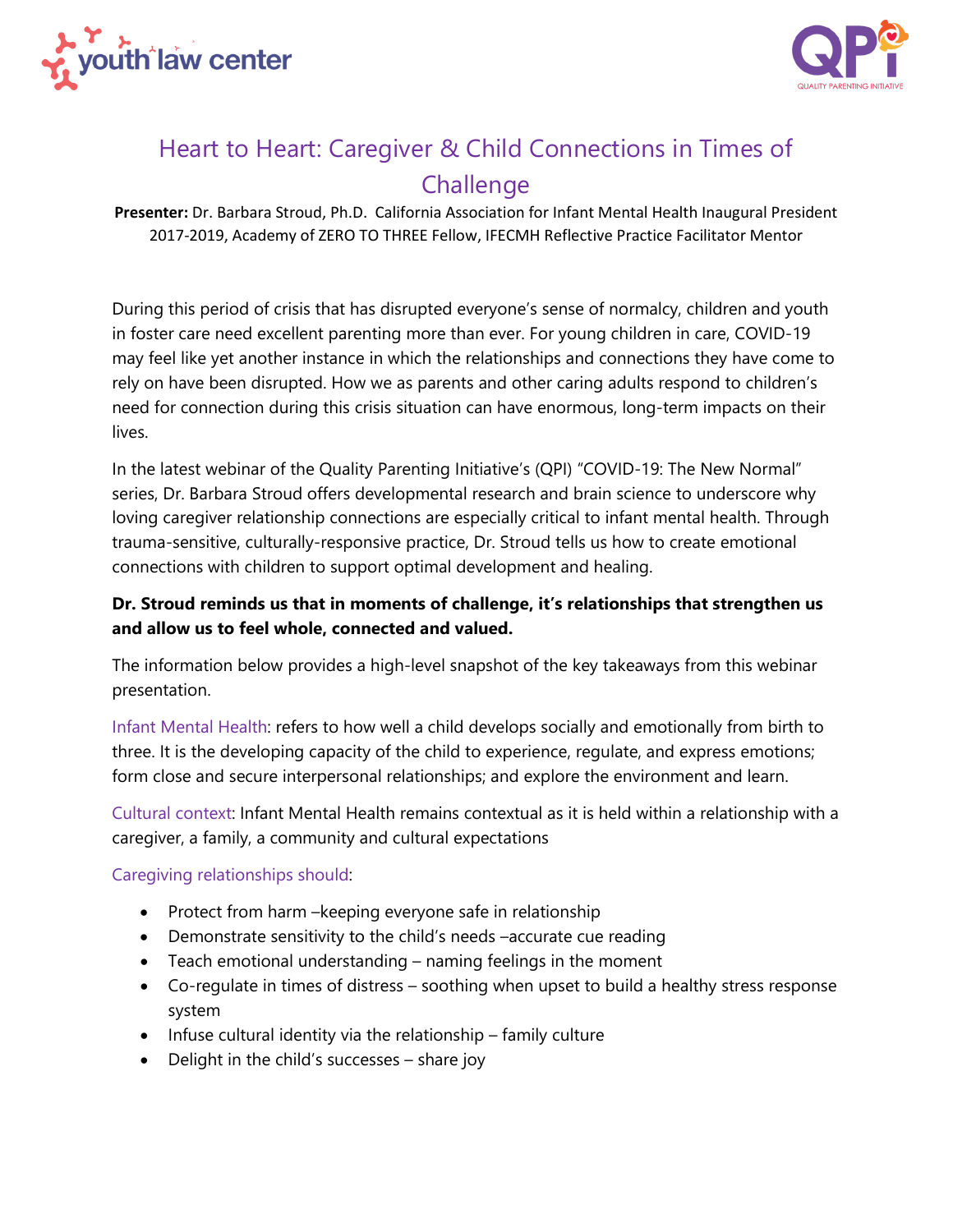# Heart to Heart: Caregiver & Child Connections in Times of Challenge

**Presenter:** Dr. Barbara Stroud, Ph.D. California Association for Infant Mental Health Inaugural President 2017-2019, Academy of ZERO TO THREE Fellow, IFECMH Reflective Practice Facilitator Mentor

During this period of crisis that has disrupted everyone's sense of normalcy, children and youth in foster care need excellent parenting more than ever. For young children in care, COVID-19 may feel like yet another instance in which the relationships and connections they have come to rely on have been disrupted. How we as parents and other caring adults respond to children's need for connection during this crisis situation can have enormous, long-term impacts on their lives.

In the latest webinar of the Quality Parenting Initiative's (QPI) "COVID-19: The New Normal" series, Dr. Barbara Stroud offers developmental research and brain science to underscore why loving caregiver relationship connections are especially critical to infant mental health. Through trauma-sensitive, culturally-responsive practice, Dr. Stroud tells us how to create emotional connections with children to support optimal development and healing.

**Dr. Stroud reminds us that in moments of challenge, it's relationships that strengthen us and allow us to feel whole, connected and valued.**

The information below provides a high-level snapshot of the key takeaways from this webinar presentation.

Infant Mental Health: refers to how well a child develops socially and emotionally from birth to three. It is the developing capacity of the child to experience, regulate, and express emotions; form close and secure interpersonal relationships; and explore the environment and learn.

Cultural context: Infant Mental Health remains contextual as it is held within a relationship with a caregiver, a family, a community and cultural expectations

Caregiving relationships should:

- Protect from harm –keeping everyone safe in relationship
- Demonstrate sensitivity to the child's needs –accurate cue reading
- Teach emotional understanding – naming feelings in the moment
- Co-regulate in times of distress – soothing when upset to build a healthy stress response system
- Infuse cultural identity via the relationship – family culture
- Delight in the child's successes – share joy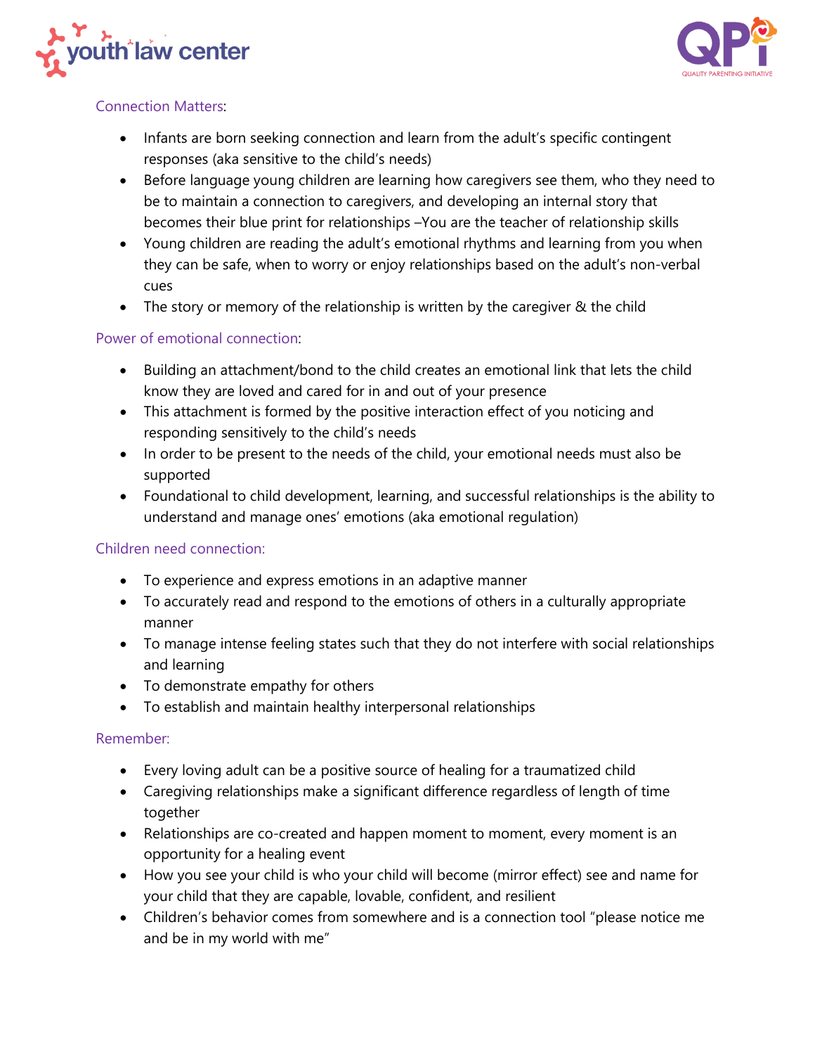## Connection Matters:

- Infants are born seeking connection and learn from the adult's specific contingent responses (aka sensitive to the child's needs)
- Before language young children are learning how caregivers see them, who they need to be to maintain a connection to caregivers, and developing an internal story that becomes their blue print for relationships –You are the teacher of relationship skills
- Young children are reading the adult's emotional rhythms and learning from you when they can be safe, when to worry or enjoy relationships based on the adult's non-verbal cues
- The story or memory of the relationship is written by the caregiver & the child

## Power of emotional connection:

- Building an attachment/bond to the child creates an emotional link that lets the child know they are loved and cared for in and out of your presence
- This attachment is formed by the positive interaction effect of you noticing and responding sensitively to the child's needs
- In order to be present to the needs of the child, your emotional needs must also be supported
- Foundational to child development, learning, and successful relationships is the ability to understand and manage ones' emotions (aka emotional regulation)

## Children need connection:

- To experience and express emotions in an adaptive manner
- To accurately read and respond to the emotions of others in a culturally appropriate manner
- To manage intense feeling states such that they do not interfere with social relationships and learning
- To demonstrate empathy for others
- To establish and maintain healthy interpersonal relationships

## Remember:

- Every loving adult can be a positive source of healing for a traumatized child
- Caregiving relationships make a significant difference regardless of length of time together
- Relationships are co-created and happen moment to moment, every moment is an opportunity for a healing event
- How you see your child is who your child will become (mirror effect) see and name for your child that they are capable, lovable, confident, and resilient
- Children's behavior comes from somewhere and is a connection tool "please notice me and be in my world with me"